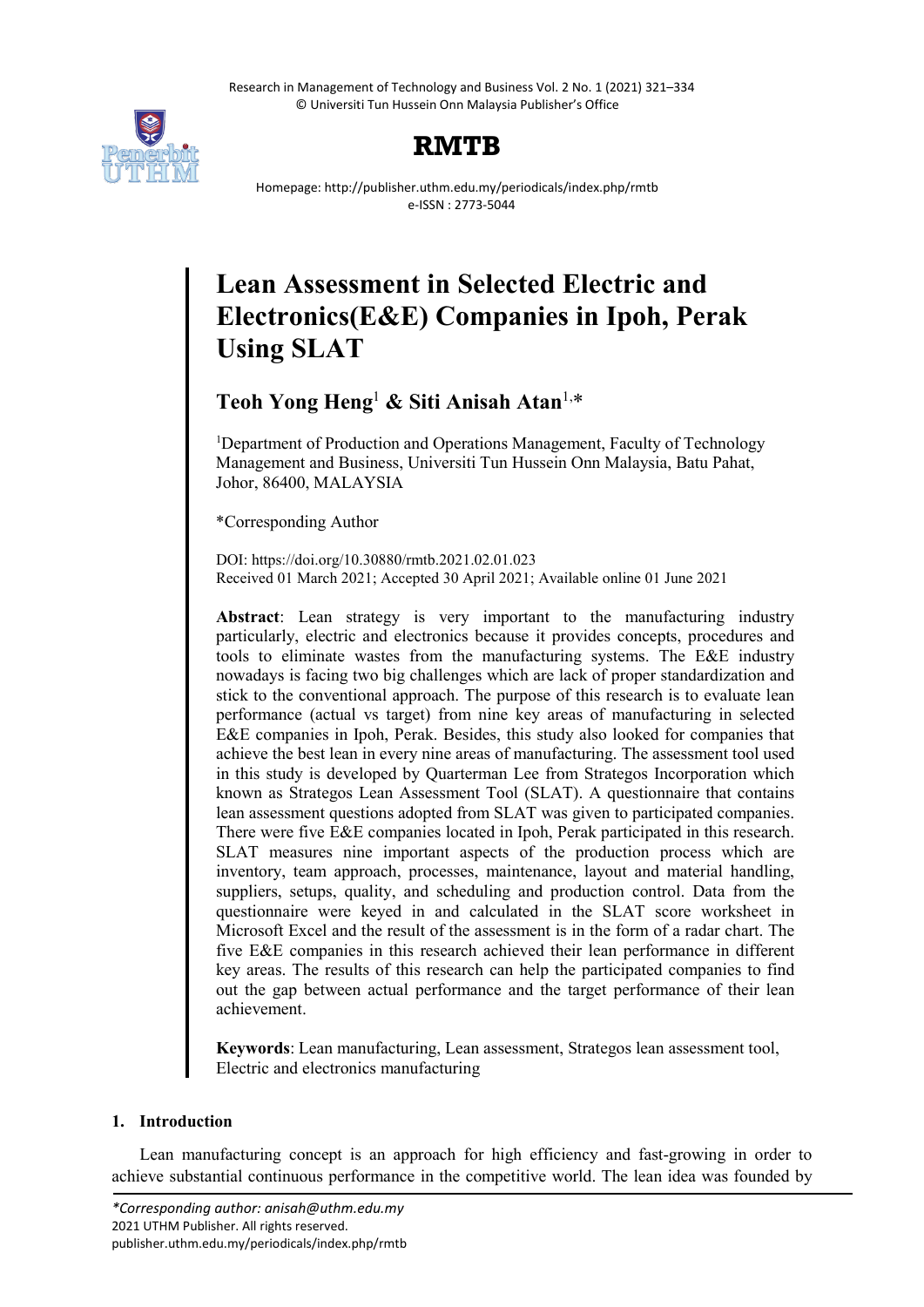# Lean Assessment in Selected Electric and Electronics(E&E) Companies in Ipoh, Perak Using SLAT

**Teoh Yong Heng[1] & Siti Anisah Atan[1,*]**

[1]Department of Production and Operations Management, Faculty of Technology Management and Business, Universiti Tun Hussein Onn Malaysia, Batu Pahat, Johor, 86400, MALAYSIA

*Corresponding Author

DOI: https://doi.org/10.30880/rmtb.2021.02.01.023
Received 01 March 2021; Accepted 30 April 2021; Available online 01 June 2021

**Abstract**: Lean strategy is very important to the manufacturing industry particularly, electric and electronics because it provides concepts, procedures and tools to eliminate wastes from the manufacturing systems. The E&E industry nowadays is facing two big challenges which are lack of proper standardization and stick to the conventional approach. The purpose of this research is to evaluate lean performance (actual vs target) from nine key areas of manufacturing in selected E&E companies in Ipoh, Perak. Besides, this study also looked for companies that achieve the best lean in every nine areas of manufacturing. The assessment tool used in this study is developed by Quarterman Lee from Strategos Incorporation which known as Strategos Lean Assessment Tool (SLAT). A questionnaire that contains lean assessment questions adopted from SLAT was given to participated companies. There were five E&E companies located in Ipoh, Perak participated in this research. SLAT measures nine important aspects of the production process which are inventory, team approach, processes, maintenance, layout and material handling, suppliers, setups, quality, and scheduling and production control. Data from the questionnaire were keyed in and calculated in the SLAT score worksheet in Microsoft Excel and the result of the assessment is in the form of a radar chart. The five E&E companies in this research achieved their lean performance in different key areas. The results of this research can help the participated companies to find out the gap between actual performance and the target performance of their lean achievement.

**Keywords**: Lean manufacturing, Lean assessment, Strategos lean assessment tool, Electric and electronics manufacturing

## 1. Introduction

Lean manufacturing concept is an approach for high efficiency and fast-growing in order to achieve substantial continuous performance in the competitive world. The lean idea was founded by

*Corresponding author: anisah@uthm.edu.my
2021 UTHM Publisher. All rights reserved.
publisher.uthm.edu.my/periodicals/index.php/rmtb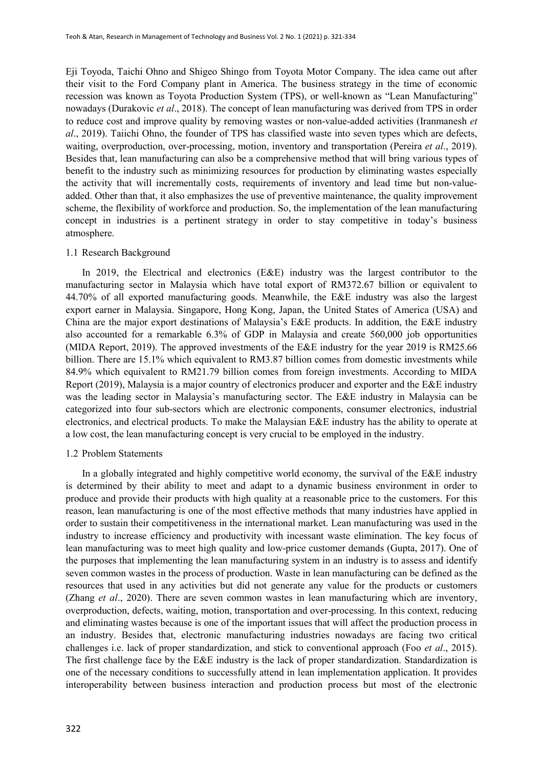Eji Toyoda, Taichi Ohno and Shigeo Shingo from Toyota Motor Company. The idea came out after their visit to the Ford Company plant in America. The business strategy in the time of economic recession was known as Toyota Production System (TPS), or well-known as "Lean Manufacturing" nowadays (Durakovic *et al*., 2018). The concept of lean manufacturing was derived from TPS in order to reduce cost and improve quality by removing wastes or non-value-added activities (Iranmanesh *et al*., 2019). Taiichi Ohno, the founder of TPS has classified waste into seven types which are defects, waiting, overproduction, over-processing, motion, inventory and transportation (Pereira *et al*., 2019). Besides that, lean manufacturing can also be a comprehensive method that will bring various types of benefit to the industry such as minimizing resources for production by eliminating wastes especially the activity that will incrementally costs, requirements of inventory and lead time but non-value-added. Other than that, it also emphasizes the use of preventive maintenance, the quality improvement scheme, the flexibility of workforce and production. So, the implementation of the lean manufacturing concept in industries is a pertinent strategy in order to stay competitive in today's business atmosphere.

### 1.1 Research Background

In 2019, the Electrical and electronics (E&E) industry was the largest contributor to the manufacturing sector in Malaysia which have total export of RM372.67 billion or equivalent to 44.70% of all exported manufacturing goods. Meanwhile, the E&E industry was also the largest export earner in Malaysia. Singapore, Hong Kong, Japan, the United States of America (USA) and China are the major export destinations of Malaysia's E&E products. In addition, the E&E industry also accounted for a remarkable 6.3% of GDP in Malaysia and create 560,000 job opportunities (MIDA Report, 2019). The approved investments of the E&E industry for the year 2019 is RM25.66 billion. There are 15.1% which equivalent to RM3.87 billion comes from domestic investments while 84.9% which equivalent to RM21.79 billion comes from foreign investments. According to MIDA Report (2019), Malaysia is a major country of electronics producer and exporter and the E&E industry was the leading sector in Malaysia's manufacturing sector. The E&E industry in Malaysia can be categorized into four sub-sectors which are electronic components, consumer electronics, industrial electronics, and electrical products. To make the Malaysian E&E industry has the ability to operate at a low cost, the lean manufacturing concept is very crucial to be employed in the industry.

### 1.2 Problem Statements

In a globally integrated and highly competitive world economy, the survival of the E&E industry is determined by their ability to meet and adapt to a dynamic business environment in order to produce and provide their products with high quality at a reasonable price to the customers. For this reason, lean manufacturing is one of the most effective methods that many industries have applied in order to sustain their competitiveness in the international market. Lean manufacturing was used in the industry to increase efficiency and productivity with incessant waste elimination. The key focus of lean manufacturing was to meet high quality and low-price customer demands (Gupta, 2017). One of the purposes that implementing the lean manufacturing system in an industry is to assess and identify seven common wastes in the process of production. Waste in lean manufacturing can be defined as the resources that used in any activities but did not generate any value for the products or customers (Zhang *et al*., 2020). There are seven common wastes in lean manufacturing which are inventory, overproduction, defects, waiting, motion, transportation and over-processing. In this context, reducing and eliminating wastes because is one of the important issues that will affect the production process in an industry. Besides that, electronic manufacturing industries nowadays are facing two critical challenges i.e. lack of proper standardization, and stick to conventional approach (Foo *et al*., 2015). The first challenge face by the E&E industry is the lack of proper standardization. Standardization is one of the necessary conditions to successfully attend in lean implementation application. It provides interoperability between business interaction and production process but most of the electronic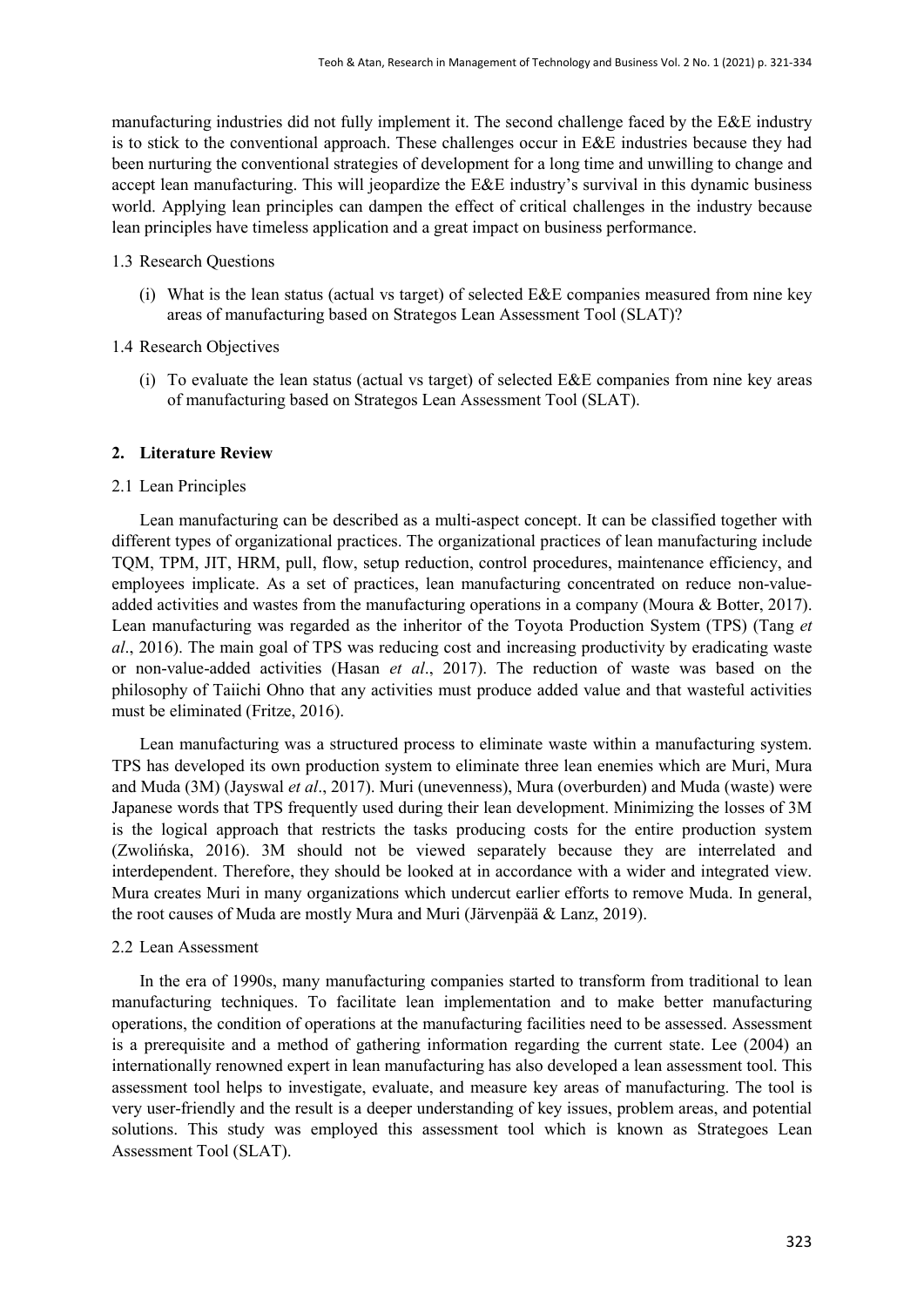manufacturing industries did not fully implement it. The second challenge faced by the E&E industry is to stick to the conventional approach. These challenges occur in E&E industries because they had been nurturing the conventional strategies of development for a long time and unwilling to change and accept lean manufacturing. This will jeopardize the E&E industry's survival in this dynamic business world. Applying lean principles can dampen the effect of critical challenges in the industry because lean principles have timeless application and a great impact on business performance.

### 1.3 Research Questions

(i) What is the lean status (actual vs target) of selected E&E companies measured from nine key areas of manufacturing based on Strategos Lean Assessment Tool (SLAT)?

### 1.4 Research Objectives

(i) To evaluate the lean status (actual vs target) of selected E&E companies from nine key areas of manufacturing based on Strategos Lean Assessment Tool (SLAT).

## 2. Literature Review

### 2.1 Lean Principles

Lean manufacturing can be described as a multi-aspect concept. It can be classified together with different types of organizational practices. The organizational practices of lean manufacturing include TQM, TPM, JIT, HRM, pull, flow, setup reduction, control procedures, maintenance efficiency, and employees implicate. As a set of practices, lean manufacturing concentrated on reduce non-value-added activities and wastes from the manufacturing operations in a company (Moura & Botter, 2017). Lean manufacturing was regarded as the inheritor of the Toyota Production System (TPS) (Tang *et al*., 2016). The main goal of TPS was reducing cost and increasing productivity by eradicating waste or non-value-added activities (Hasan *et al*., 2017). The reduction of waste was based on the philosophy of Taiichi Ohno that any activities must produce added value and that wasteful activities must be eliminated (Fritze, 2016).

Lean manufacturing was a structured process to eliminate waste within a manufacturing system. TPS has developed its own production system to eliminate three lean enemies which are Muri, Mura and Muda (3M) (Jayswal *et al*., 2017). Muri (unevenness), Mura (overburden) and Muda (waste) were Japanese words that TPS frequently used during their lean development. Minimizing the losses of 3M is the logical approach that restricts the tasks producing costs for the entire production system (Zwolińska, 2016). 3M should not be viewed separately because they are interrelated and interdependent. Therefore, they should be looked at in accordance with a wider and integrated view. Mura creates Muri in many organizations which undercut earlier efforts to remove Muda. In general, the root causes of Muda are mostly Mura and Muri (Järvenpää & Lanz, 2019).

### 2.2 Lean Assessment

In the era of 1990s, many manufacturing companies started to transform from traditional to lean manufacturing techniques. To facilitate lean implementation and to make better manufacturing operations, the condition of operations at the manufacturing facilities need to be assessed. Assessment is a prerequisite and a method of gathering information regarding the current state. Lee (2004) an internationally renowned expert in lean manufacturing has also developed a lean assessment tool. This assessment tool helps to investigate, evaluate, and measure key areas of manufacturing. The tool is very user-friendly and the result is a deeper understanding of key issues, problem areas, and potential solutions. This study was employed this assessment tool which is known as Strategoes Lean Assessment Tool (SLAT).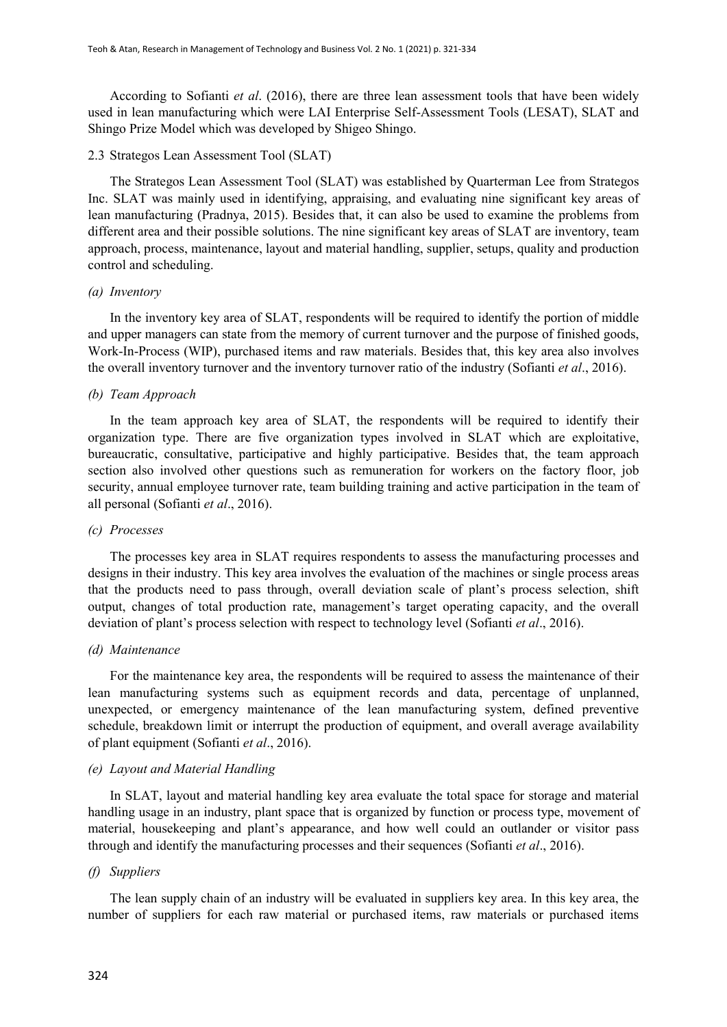According to Sofianti *et al*. (2016), there are three lean assessment tools that have been widely used in lean manufacturing which were LAI Enterprise Self-Assessment Tools (LESAT), SLAT and Shingo Prize Model which was developed by Shigeo Shingo.

### 2.3 Strategos Lean Assessment Tool (SLAT)

The Strategos Lean Assessment Tool (SLAT) was established by Quarterman Lee from Strategos Inc. SLAT was mainly used in identifying, appraising, and evaluating nine significant key areas of lean manufacturing (Pradnya, 2015). Besides that, it can also be used to examine the problems from different area and their possible solutions. The nine significant key areas of SLAT are inventory, team approach, process, maintenance, layout and material handling, supplier, setups, quality and production control and scheduling.

*(a) Inventory*

In the inventory key area of SLAT, respondents will be required to identify the portion of middle and upper managers can state from the memory of current turnover and the purpose of finished goods, Work-In-Process (WIP), purchased items and raw materials. Besides that, this key area also involves the overall inventory turnover and the inventory turnover ratio of the industry (Sofianti *et al*., 2016).

*(b) Team Approach*

In the team approach key area of SLAT, the respondents will be required to identify their organization type. There are five organization types involved in SLAT which are exploitative, bureaucratic, consultative, participative and highly participative. Besides that, the team approach section also involved other questions such as remuneration for workers on the factory floor, job security, annual employee turnover rate, team building training and active participation in the team of all personal (Sofianti *et al*., 2016).

*(c) Processes*

The processes key area in SLAT requires respondents to assess the manufacturing processes and designs in their industry. This key area involves the evaluation of the machines or single process areas that the products need to pass through, overall deviation scale of plant's process selection, shift output, changes of total production rate, management's target operating capacity, and the overall deviation of plant's process selection with respect to technology level (Sofianti *et al*., 2016).

*(d) Maintenance*

For the maintenance key area, the respondents will be required to assess the maintenance of their lean manufacturing systems such as equipment records and data, percentage of unplanned, unexpected, or emergency maintenance of the lean manufacturing system, defined preventive schedule, breakdown limit or interrupt the production of equipment, and overall average availability of plant equipment (Sofianti *et al*., 2016).

*(e) Layout and Material Handling*

In SLAT, layout and material handling key area evaluate the total space for storage and material handling usage in an industry, plant space that is organized by function or process type, movement of material, housekeeping and plant's appearance, and how well could an outlander or visitor pass through and identify the manufacturing processes and their sequences (Sofianti *et al*., 2016).

*(f) Suppliers*

The lean supply chain of an industry will be evaluated in suppliers key area. In this key area, the number of suppliers for each raw material or purchased items, raw materials or purchased items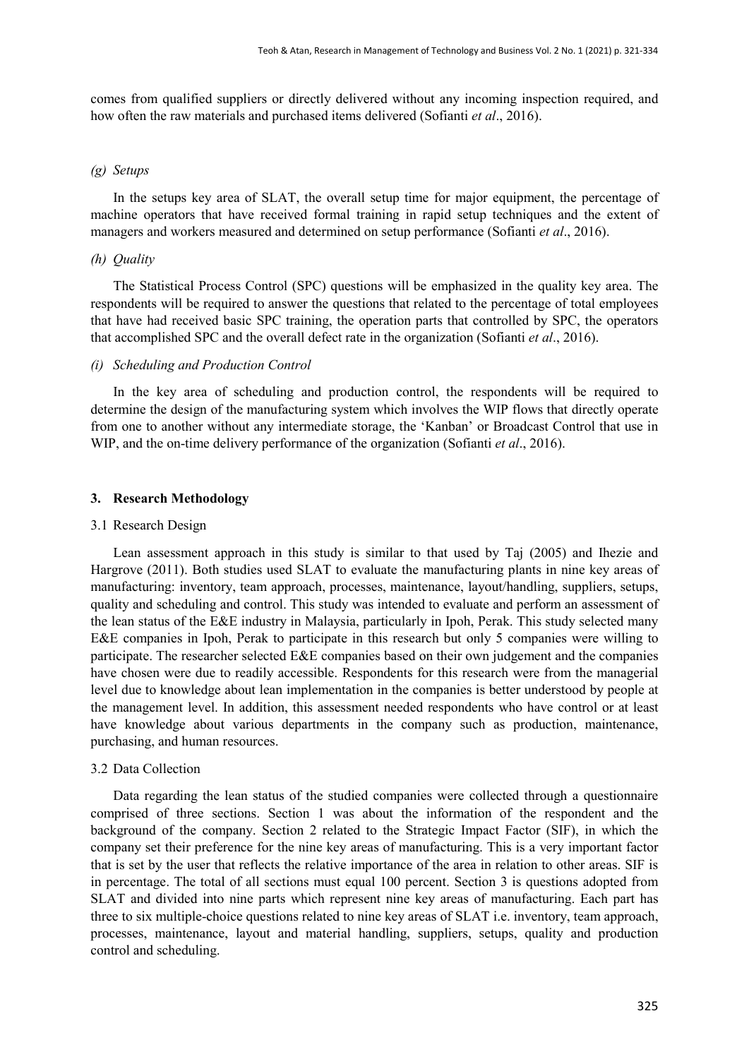comes from qualified suppliers or directly delivered without any incoming inspection required, and how often the raw materials and purchased items delivered (Sofianti *et al*., 2016).

#### *(g) Setups*

In the setups key area of SLAT, the overall setup time for major equipment, the percentage of machine operators that have received formal training in rapid setup techniques and the extent of managers and workers measured and determined on setup performance (Sofianti *et al*., 2016).

#### *(h) Quality*

The Statistical Process Control (SPC) questions will be emphasized in the quality key area. The respondents will be required to answer the questions that related to the percentage of total employees that have had received basic SPC training, the operation parts that controlled by SPC, the operators that accomplished SPC and the overall defect rate in the organization (Sofianti *et al*., 2016).

#### *(i) Scheduling and Production Control*

In the key area of scheduling and production control, the respondents will be required to determine the design of the manufacturing system which involves the WIP flows that directly operate from one to another without any intermediate storage, the 'Kanban' or Broadcast Control that use in WIP, and the on-time delivery performance of the organization (Sofianti *et al*., 2016).

## 3. Research Methodology

### 3.1 Research Design

Lean assessment approach in this study is similar to that used by Taj (2005) and Ihezie and Hargrove (2011). Both studies used SLAT to evaluate the manufacturing plants in nine key areas of manufacturing: inventory, team approach, processes, maintenance, layout/handling, suppliers, setups, quality and scheduling and control. This study was intended to evaluate and perform an assessment of the lean status of the E&E industry in Malaysia, particularly in Ipoh, Perak. This study selected many E&E companies in Ipoh, Perak to participate in this research but only 5 companies were willing to participate. The researcher selected E&E companies based on their own judgement and the companies have chosen were due to readily accessible. Respondents for this research were from the managerial level due to knowledge about lean implementation in the companies is better understood by people at the management level. In addition, this assessment needed respondents who have control or at least have knowledge about various departments in the company such as production, maintenance, purchasing, and human resources.

### 3.2 Data Collection

Data regarding the lean status of the studied companies were collected through a questionnaire comprised of three sections. Section 1 was about the information of the respondent and the background of the company. Section 2 related to the Strategic Impact Factor (SIF), in which the company set their preference for the nine key areas of manufacturing. This is a very important factor that is set by the user that reflects the relative importance of the area in relation to other areas. SIF is in percentage. The total of all sections must equal 100 percent. Section 3 is questions adopted from SLAT and divided into nine parts which represent nine key areas of manufacturing. Each part has three to six multiple-choice questions related to nine key areas of SLAT i.e. inventory, team approach, processes, maintenance, layout and material handling, suppliers, setups, quality and production control and scheduling.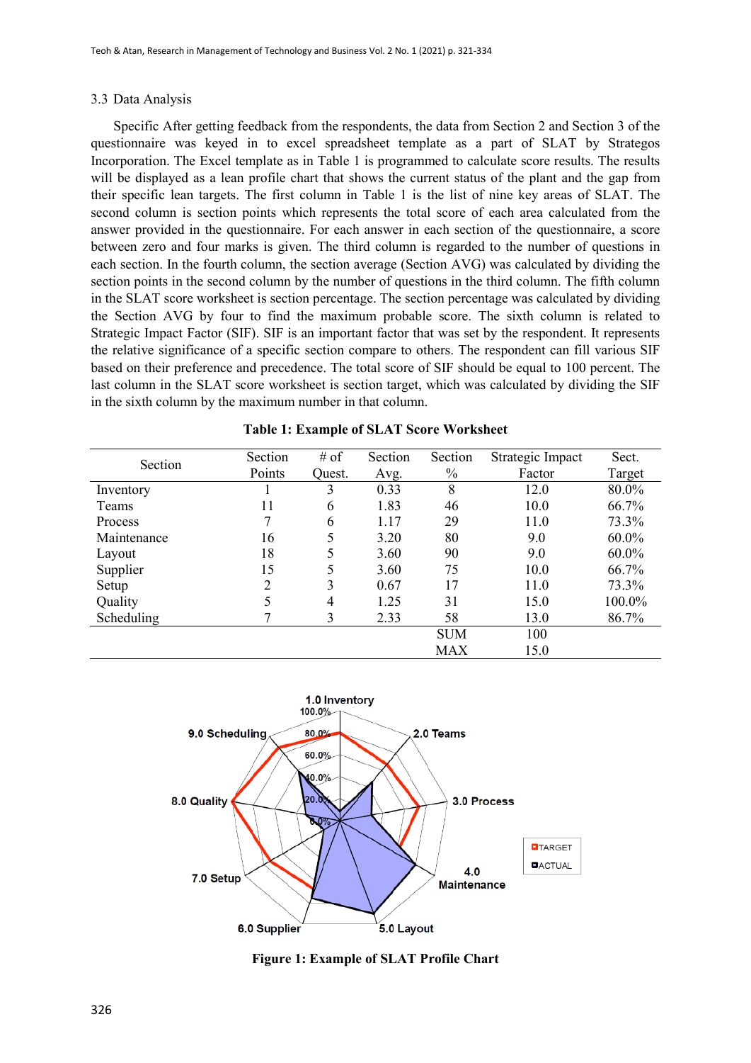### 3.3 Data Analysis

Specific After getting feedback from the respondents, the data from Section 2 and Section 3 of the questionnaire was keyed in to excel spreadsheet template as a part of SLAT by Strategos Incorporation. The Excel template as in Table 1 is programmed to calculate score results. The results will be displayed as a lean profile chart that shows the current status of the plant and the gap from their specific lean targets. The first column in Table 1 is the list of nine key areas of SLAT. The second column is section points which represents the total score of each area calculated from the answer provided in the questionnaire. For each answer in each section of the questionnaire, a score between zero and four marks is given. The third column is regarded to the number of questions in each section. In the fourth column, the section average (Section AVG) was calculated by dividing the section points in the second column by the number of questions in the third column. The fifth column in the SLAT score worksheet is section percentage. The section percentage was calculated by dividing the Section AVG by four to find the maximum probable score. The sixth column is related to Strategic Impact Factor (SIF). SIF is an important factor that was set by the respondent. It represents the relative significance of a specific section compare to others. The respondent can fill various SIF based on their preference and precedence. The total score of SIF should be equal to 100 percent. The last column in the SLAT score worksheet is section target, which was calculated by dividing the SIF in the sixth column by the maximum number in that column.

**Table 1: Example of SLAT Score Worksheet**

| Section | Section Points | # of Quest. | Section Avg. | Section % | Strategic Impact Factor | Sect. Target |
|---|---|---|---|---|---|---|
| Inventory | 1 | 3 | 0.33 | 8 | 12.0 | 80.0% |
| Teams | 11 | 6 | 1.83 | 46 | 10.0 | 66.7% |
| Process | 7 | 6 | 1.17 | 29 | 11.0 | 73.3% |
| Maintenance | 16 | 5 | 3.20 | 80 | 9.0 | 60.0% |
| Layout | 18 | 5 | 3.60 | 90 | 9.0 | 60.0% |
| Supplier | 15 | 5 | 3.60 | 75 | 10.0 | 66.7% |
| Setup | 2 | 3 | 0.67 | 17 | 11.0 | 73.3% |
| Quality | 5 | 4 | 1.25 | 31 | 15.0 | 100.0% |
| Scheduling | 7 | 3 | 2.33 | 58 | 13.0 | 86.7% |
| | | | | SUM | 100 | |
| | | | | MAX | 15.0 | |

**Figure 1: Example of SLAT Profile Chart**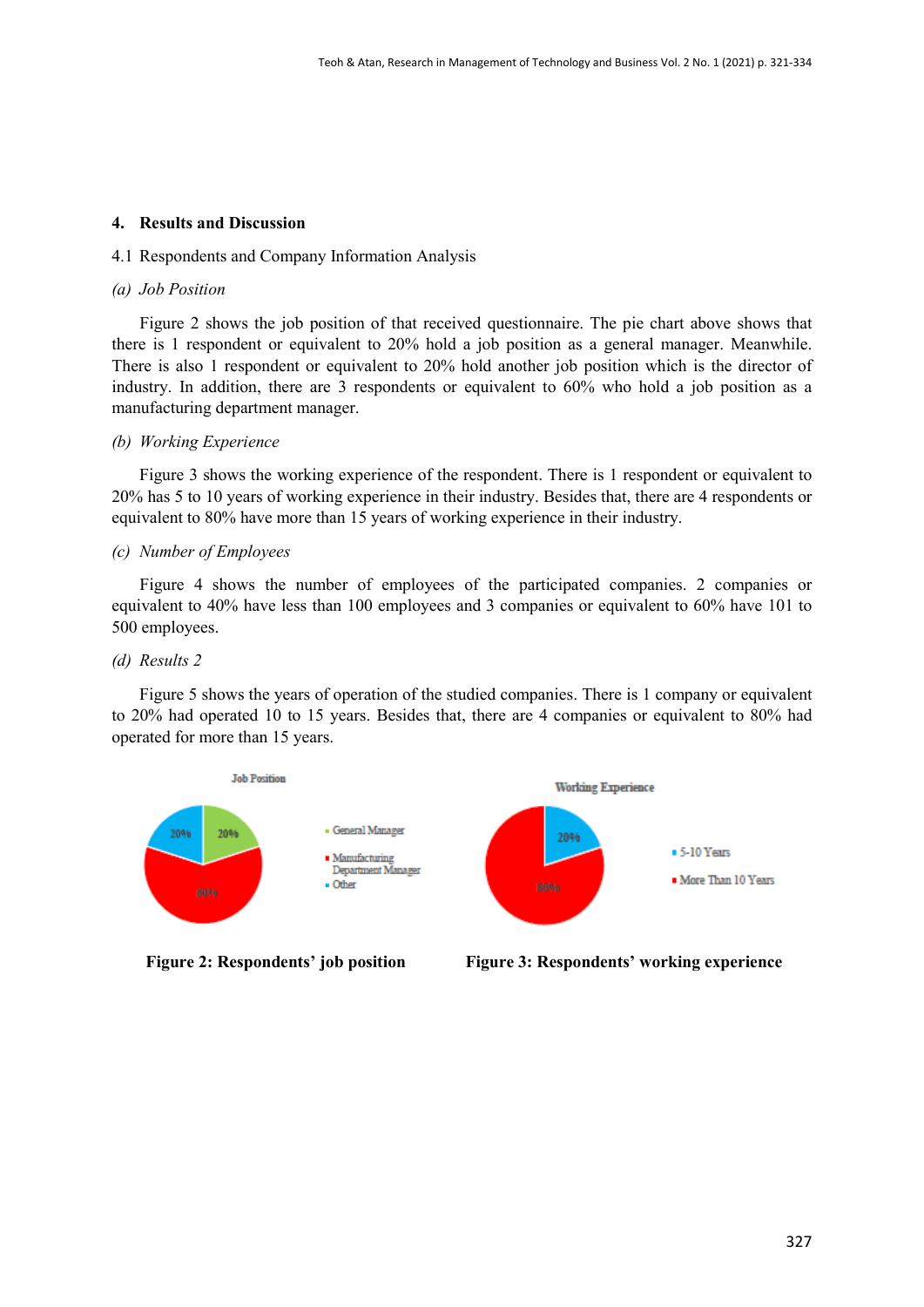## 4. Results and Discussion

4.1 Respondents and Company Information Analysis

*(a) Job Position*

Figure 2 shows the job position of that received questionnaire. The pie chart above shows that there is 1 respondent or equivalent to 20% hold a job position as a general manager. Meanwhile. There is also 1 respondent or equivalent to 20% hold another job position which is the director of industry. In addition, there are 3 respondents or equivalent to 60% who hold a job position as a manufacturing department manager.

*(b) Working Experience*

Figure 3 shows the working experience of the respondent. There is 1 respondent or equivalent to 20% has 5 to 10 years of working experience in their industry. Besides that, there are 4 respondents or equivalent to 80% have more than 15 years of working experience in their industry.

*(c) Number of Employees*

Figure 4 shows the number of employees of the participated companies. 2 companies or equivalent to 40% have less than 100 employees and 3 companies or equivalent to 60% have 101 to 500 employees.

*(d) Results 2*

Figure 5 shows the years of operation of the studied companies. There is 1 company or equivalent to 20% had operated 10 to 15 years. Besides that, there are 4 companies or equivalent to 80% had operated for more than 15 years.

**Figure 2: Respondents' job position**

**Figure 3: Respondents' working experience**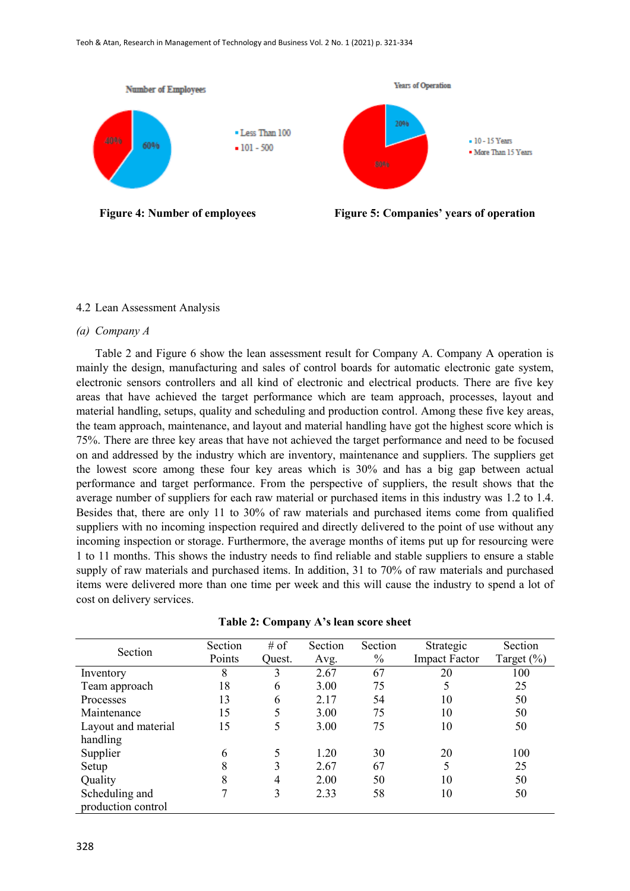Figure 4: Number of employees

Figure 5: Companies' years of operation

4.2 Lean Assessment Analysis

*(a) Company A*

Table 2 and Figure 6 show the lean assessment result for Company A. Company A operation is mainly the design, manufacturing and sales of control boards for automatic electronic gate system, electronic sensors controllers and all kind of electronic and electrical products. There are five key areas that have achieved the target performance which are team approach, processes, layout and material handling, setups, quality and scheduling and production control. Among these five key areas, the team approach, maintenance, and layout and material handling have got the highest score which is 75%. There are three key areas that have not achieved the target performance and need to be focused on and addressed by the industry which are inventory, maintenance and suppliers. The suppliers get the lowest score among these four key areas which is 30% and has a big gap between actual performance and target performance. From the perspective of suppliers, the result shows that the average number of suppliers for each raw material or purchased items in this industry was 1.2 to 1.4. Besides that, there are only 11 to 30% of raw materials and purchased items come from qualified suppliers with no incoming inspection required and directly delivered to the point of use without any incoming inspection or storage. Furthermore, the average months of items put up for resourcing were 1 to 11 months. This shows the industry needs to find reliable and stable suppliers to ensure a stable supply of raw materials and purchased items. In addition, 31 to 70% of raw materials and purchased items were delivered more than one time per week and this will cause the industry to spend a lot of cost on delivery services.

**Table 2: Company A's lean score sheet**

| Section | Section Points | # of Quest. | Section Avg. | Section % | Strategic Impact Factor | Section Target (%) |
|---|---|---|---|---|---|---|
| Inventory | 8 | 3 | 2.67 | 67 | 20 | 100 |
| Team approach | 18 | 6 | 3.00 | 75 | 5 | 25 |
| Processes | 13 | 6 | 2.17 | 54 | 10 | 50 |
| Maintenance | 15 | 5 | 3.00 | 75 | 10 | 50 |
| Layout and material handling | 15 | 5 | 3.00 | 75 | 10 | 50 |
| Supplier | 6 | 5 | 1.20 | 30 | 20 | 100 |
| Setup | 8 | 3 | 2.67 | 67 | 5 | 25 |
| Quality | 8 | 4 | 2.00 | 50 | 10 | 50 |
| Scheduling and production control | 7 | 3 | 2.33 | 58 | 10 | 50 |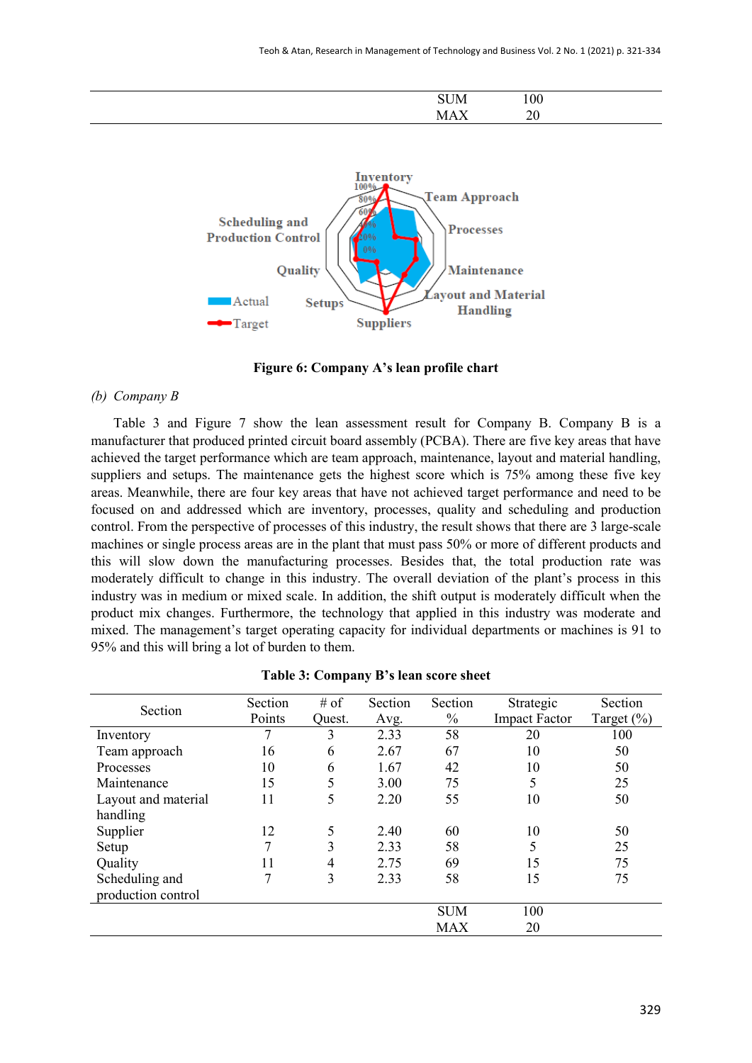| | | | | | | |
|---|---|---|---|---|---|---|
| | | | | SUM | 100 | |
| | | | | MAX | 20 | |

Figure 6: Company A's lean profile chart

*(b) Company B*

Table 3 and Figure 7 show the lean assessment result for Company B. Company B is a manufacturer that produced printed circuit board assembly (PCBA). There are five key areas that have achieved the target performance which are team approach, maintenance, layout and material handling, suppliers and setups. The maintenance gets the highest score which is 75% among these five key areas. Meanwhile, there are four key areas that have not achieved target performance and need to be focused on and addressed which are inventory, processes, quality and scheduling and production control. From the perspective of processes of this industry, the result shows that there are 3 large-scale machines or single process areas are in the plant that must pass 50% or more of different products and this will slow down the manufacturing processes. Besides that, the total production rate was moderately difficult to change in this industry. The overall deviation of the plant's process in this industry was in medium or mixed scale. In addition, the shift output is moderately difficult when the product mix changes. Furthermore, the technology that applied in this industry was moderate and mixed. The management's target operating capacity for individual departments or machines is 91 to 95% and this will bring a lot of burden to them.

**Table 3: Company B's lean score sheet**

| Section | Section Points | # of Quest. | Section Avg. | Section % | Strategic Impact Factor | Section Target (%) |
|---|---|---|---|---|---|---|
| Inventory | 7 | 3 | 2.33 | 58 | 20 | 100 |
| Team approach | 16 | 6 | 2.67 | 67 | 10 | 50 |
| Processes | 10 | 6 | 1.67 | 42 | 10 | 50 |
| Maintenance | 15 | 5 | 3.00 | 75 | 5 | 25 |
| Layout and material handling | 11 | 5 | 2.20 | 55 | 10 | 50 |
| Supplier | 12 | 5 | 2.40 | 60 | 10 | 50 |
| Setup | 7 | 3 | 2.33 | 58 | 5 | 25 |
| Quality | 11 | 4 | 2.75 | 69 | 15 | 75 |
| Scheduling and production control | 7 | 3 | 2.33 | 58 | 15 | 75 |
| | | | | SUM | 100 | |
| | | | | MAX | 20 | |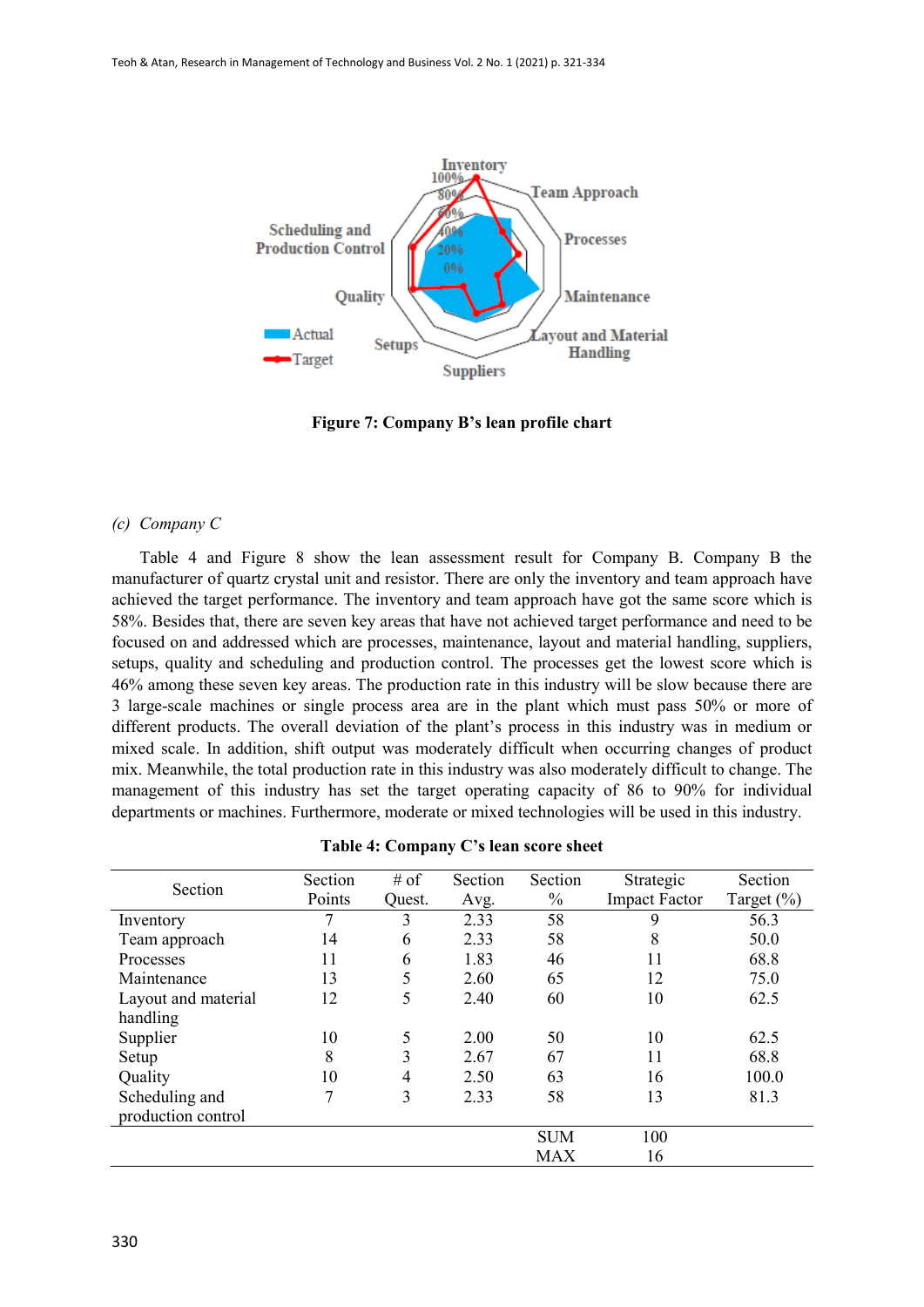Figure 7: Company B's lean profile chart

*(c) Company C*

Table 4 and Figure 8 show the lean assessment result for Company B. Company B the manufacturer of quartz crystal unit and resistor. There are only the inventory and team approach have achieved the target performance. The inventory and team approach have got the same score which is 58%. Besides that, there are seven key areas that have not achieved target performance and need to be focused on and addressed which are processes, maintenance, layout and material handling, suppliers, setups, quality and scheduling and production control. The processes get the lowest score which is 46% among these seven key areas. The production rate in this industry will be slow because there are 3 large-scale machines or single process area are in the plant which must pass 50% or more of different products. The overall deviation of the plant's process in this industry was in medium or mixed scale. In addition, shift output was moderately difficult when occurring changes of product mix. Meanwhile, the total production rate in this industry was also moderately difficult to change. The management of this industry has set the target operating capacity of 86 to 90% for individual departments or machines. Furthermore, moderate or mixed technologies will be used in this industry.

**Table 4: Company C's lean score sheet**

| Section | Section Points | # of Quest. | Section Avg. | Section % | Strategic Impact Factor | Section Target (%) |
|---|---|---|---|---|---|---|
| Inventory | 7 | 3 | 2.33 | 58 | 9 | 56.3 |
| Team approach | 14 | 6 | 2.33 | 58 | 8 | 50.0 |
| Processes | 11 | 6 | 1.83 | 46 | 11 | 68.8 |
| Maintenance | 13 | 5 | 2.60 | 65 | 12 | 75.0 |
| Layout and material handling | 12 | 5 | 2.40 | 60 | 10 | 62.5 |
| Supplier | 10 | 5 | 2.00 | 50 | 10 | 62.5 |
| Setup | 8 | 3 | 2.67 | 67 | 11 | 68.8 |
| Quality | 10 | 4 | 2.50 | 63 | 16 | 100.0 |
| Scheduling and production control | 7 | 3 | 2.33 | 58 | 13 | 81.3 |
| | | | | SUM | 100 | |
| | | | | MAX | 16 | |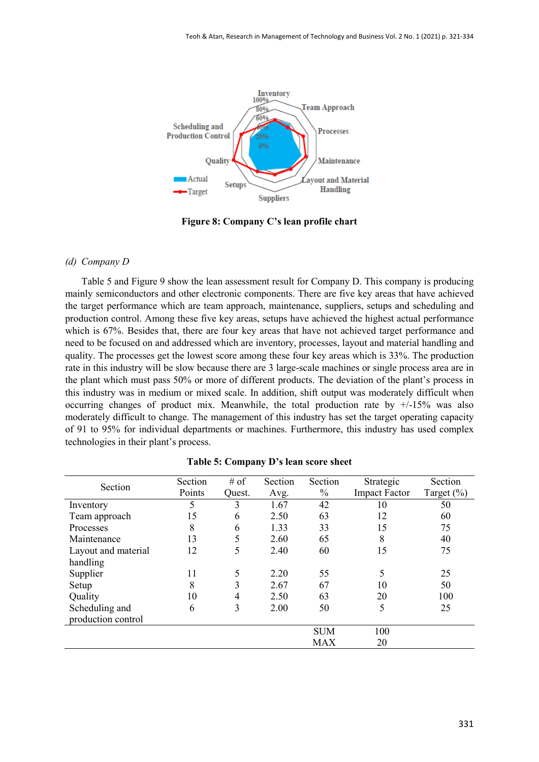Figure 8: Company C's lean profile chart

*(d) Company D*

Table 5 and Figure 9 show the lean assessment result for Company D. This company is producing mainly semiconductors and other electronic components. There are five key areas that have achieved the target performance which are team approach, maintenance, suppliers, setups and scheduling and production control. Among these five key areas, setups have achieved the highest actual performance which is 67%. Besides that, there are four key areas that have not achieved target performance and need to be focused on and addressed which are inventory, processes, layout and material handling and quality. The processes get the lowest score among these four key areas which is 33%. The production rate in this industry will be slow because there are 3 large-scale machines or single process area are in the plant which must pass 50% or more of different products. The deviation of the plant's process in this industry was in medium or mixed scale. In addition, shift output was moderately difficult when occurring changes of product mix. Meanwhile, the total production rate by +/-15% was also moderately difficult to change. The management of this industry has set the target operating capacity of 91 to 95% for individual departments or machines. Furthermore, this industry has used complex technologies in their plant's process.

**Table 5: Company D's lean score sheet**

| Section | Section Points | # of Quest. | Section Avg. | Section % | Strategic Impact Factor | Section Target (%) |
|---|---|---|---|---|---|---|
| Inventory | 5 | 3 | 1.67 | 42 | 10 | 50 |
| Team approach | 15 | 6 | 2.50 | 63 | 12 | 60 |
| Processes | 8 | 6 | 1.33 | 33 | 15 | 75 |
| Maintenance | 13 | 5 | 2.60 | 65 | 8 | 40 |
| Layout and material handling | 12 | 5 | 2.40 | 60 | 15 | 75 |
| Supplier | 11 | 5 | 2.20 | 55 | 5 | 25 |
| Setup | 8 | 3 | 2.67 | 67 | 10 | 50 |
| Quality | 10 | 4 | 2.50 | 63 | 20 | 100 |
| Scheduling and production control | 6 | 3 | 2.00 | 50 | 5 | 25 |
| | | | | SUM | 100 | |
| | | | | MAX | 20 | |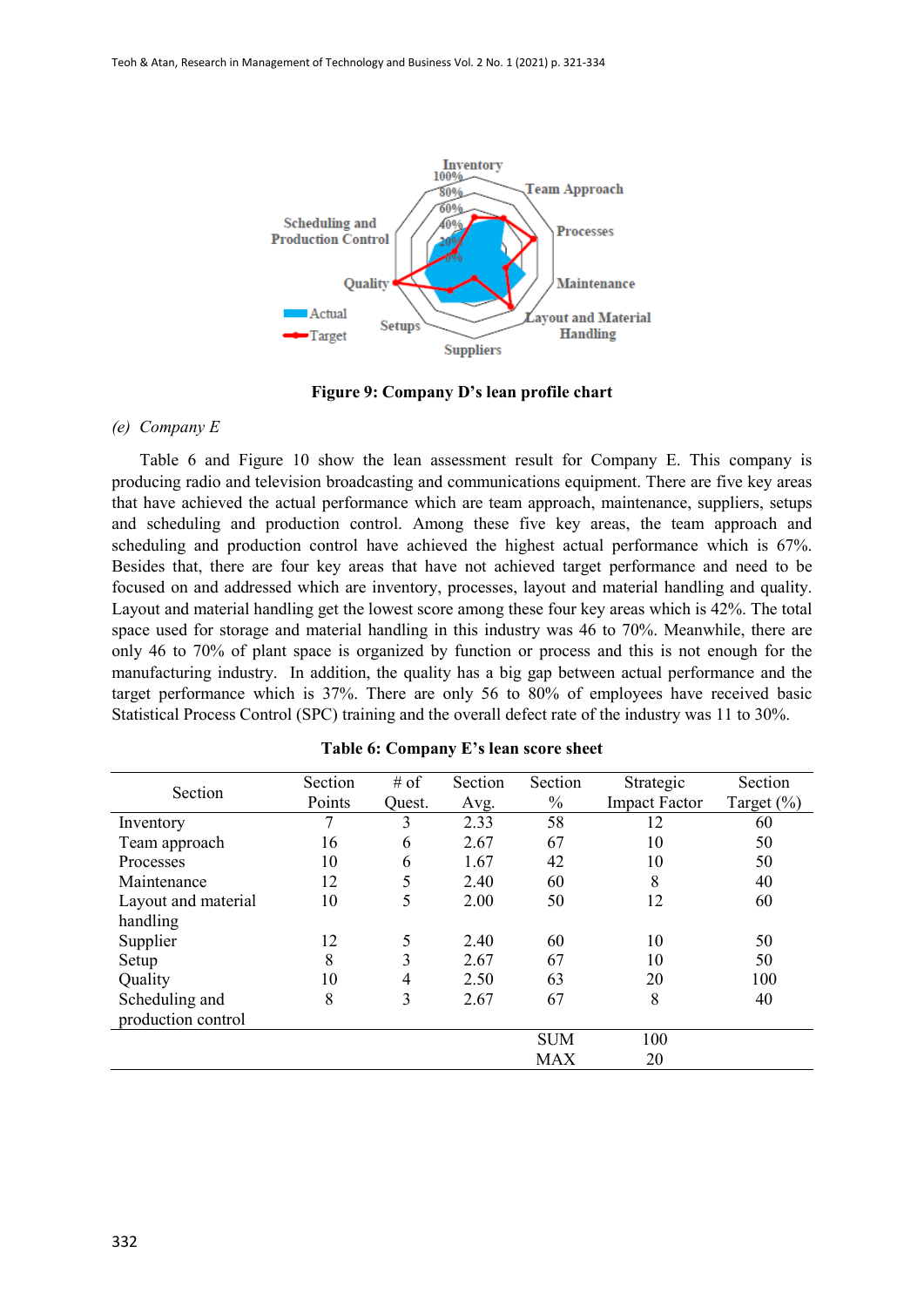Figure 9: Company D's lean profile chart

*(e) Company E*

Table 6 and Figure 10 show the lean assessment result for Company E. This company is producing radio and television broadcasting and communications equipment. There are five key areas that have achieved the actual performance which are team approach, maintenance, suppliers, setups and scheduling and production control. Among these five key areas, the team approach and scheduling and production control have achieved the highest actual performance which is 67%. Besides that, there are four key areas that have not achieved target performance and need to be focused on and addressed which are inventory, processes, layout and material handling and quality. Layout and material handling get the lowest score among these four key areas which is 42%. The total space used for storage and material handling in this industry was 46 to 70%. Meanwhile, there are only 46 to 70% of plant space is organized by function or process and this is not enough for the manufacturing industry. In addition, the quality has a big gap between actual performance and the target performance which is 37%. There are only 56 to 80% of employees have received basic Statistical Process Control (SPC) training and the overall defect rate of the industry was 11 to 30%.

**Table 6: Company E's lean score sheet**

| Section | Section Points | # of Quest. | Section Avg. | Section % | Strategic Impact Factor | Section Target (%) |
|---|---|---|---|---|---|---|
| Inventory | 7 | 3 | 2.33 | 58 | 12 | 60 |
| Team approach | 16 | 6 | 2.67 | 67 | 10 | 50 |
| Processes | 10 | 6 | 1.67 | 42 | 10 | 50 |
| Maintenance | 12 | 5 | 2.40 | 60 | 8 | 40 |
| Layout and material handling | 10 | 5 | 2.00 | 50 | 12 | 60 |
| Supplier | 12 | 5 | 2.40 | 60 | 10 | 50 |
| Setup | 8 | 3 | 2.67 | 67 | 10 | 50 |
| Quality | 10 | 4 | 2.50 | 63 | 20 | 100 |
| Scheduling and production control | 8 | 3 | 2.67 | 67 | 8 | 40 |
| | | | | SUM | 100 | |
| | | | | MAX | 20 | |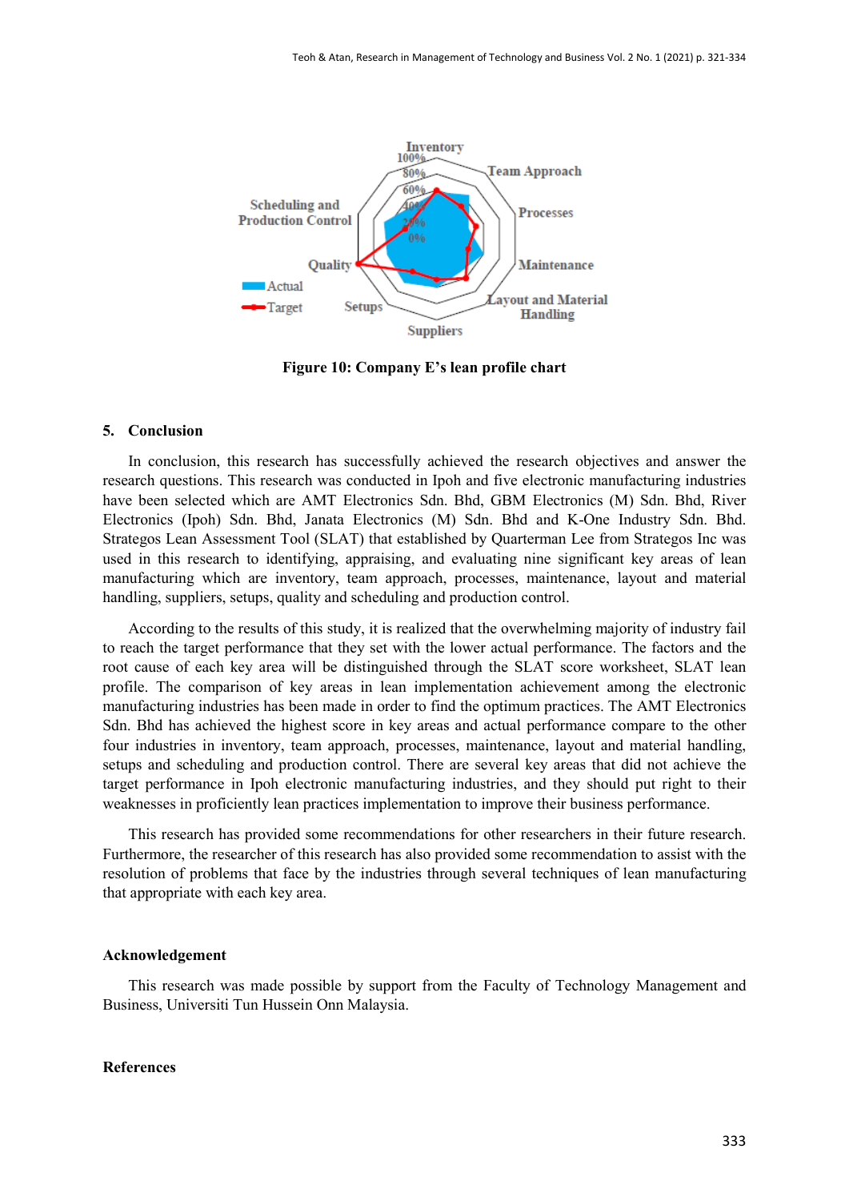Figure 10: Company E's lean profile chart

## 5. Conclusion

In conclusion, this research has successfully achieved the research objectives and answer the research questions. This research was conducted in Ipoh and five electronic manufacturing industries have been selected which are AMT Electronics Sdn. Bhd, GBM Electronics (M) Sdn. Bhd, River Electronics (Ipoh) Sdn. Bhd, Janata Electronics (M) Sdn. Bhd and K-One Industry Sdn. Bhd. Strategos Lean Assessment Tool (SLAT) that established by Quarterman Lee from Strategos Inc was used in this research to identifying, appraising, and evaluating nine significant key areas of lean manufacturing which are inventory, team approach, processes, maintenance, layout and material handling, suppliers, setups, quality and scheduling and production control.

According to the results of this study, it is realized that the overwhelming majority of industry fail to reach the target performance that they set with the lower actual performance. The factors and the root cause of each key area will be distinguished through the SLAT score worksheet, SLAT lean profile. The comparison of key areas in lean implementation achievement among the electronic manufacturing industries has been made in order to find the optimum practices. The AMT Electronics Sdn. Bhd has achieved the highest score in key areas and actual performance compare to the other four industries in inventory, team approach, processes, maintenance, layout and material handling, setups and scheduling and production control. There are several key areas that did not achieve the target performance in Ipoh electronic manufacturing industries, and they should put right to their weaknesses in proficiently lean practices implementation to improve their business performance.

This research has provided some recommendations for other researchers in their future research. Furthermore, the researcher of this research has also provided some recommendation to assist with the resolution of problems that face by the industries through several techniques of lean manufacturing that appropriate with each key area.

## Acknowledgement

This research was made possible by support from the Faculty of Technology Management and Business, Universiti Tun Hussein Onn Malaysia.

## References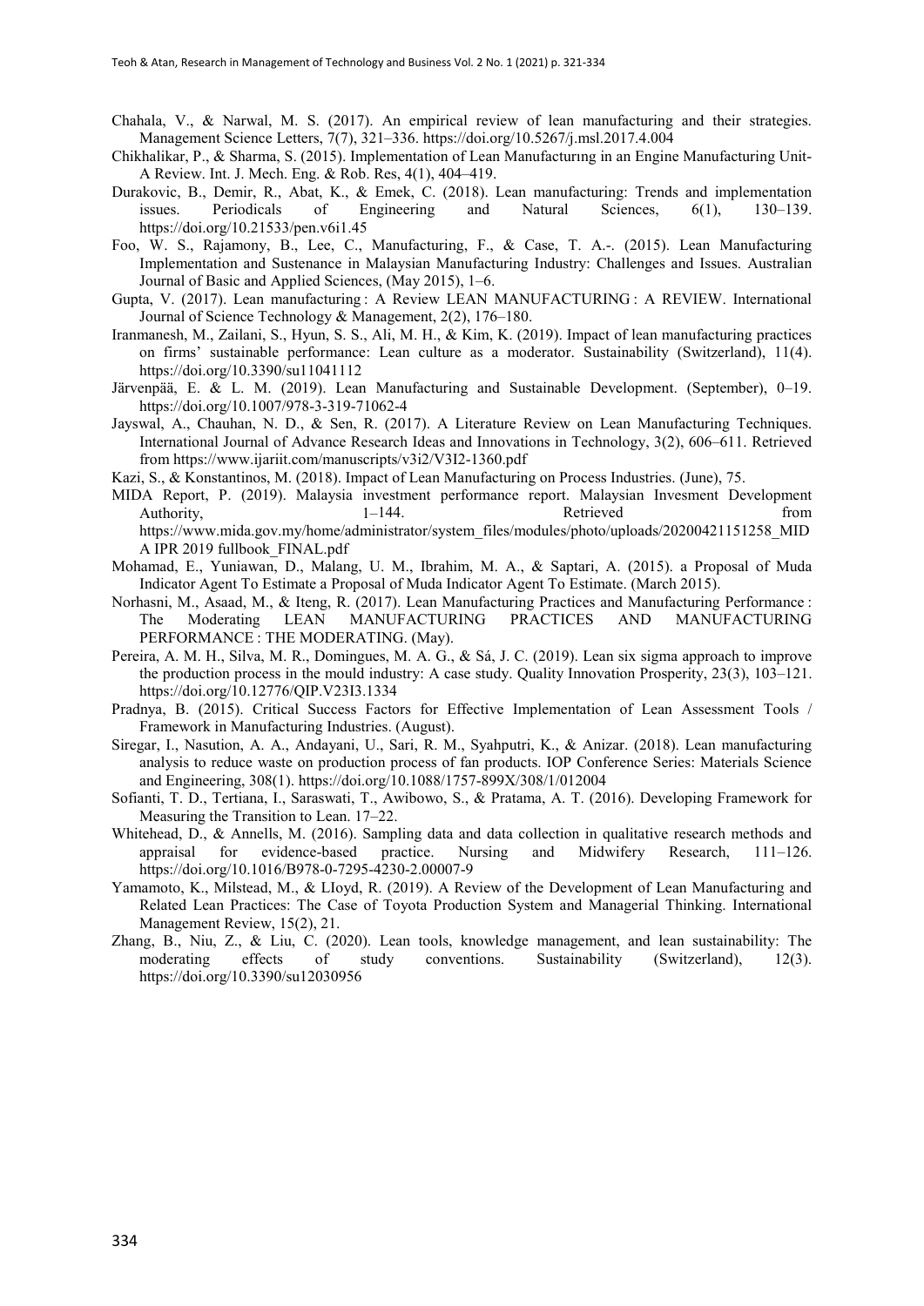Chahala, V., & Narwal, M. S. (2017). An empirical review of lean manufacturing and their strategies. Management Science Letters, 7(7), 321–336. https://doi.org/10.5267/j.msl.2017.4.004

Chikhalikar, P., & Sharma, S. (2015). Implementation of Lean Manufacturıng in an Engine Manufacturing Unit-A Review. Int. J. Mech. Eng. & Rob. Res, 4(1), 404–419.

Durakovic, B., Demir, R., Abat, K., & Emek, C. (2018). Lean manufacturing: Trends and implementation issues. Periodicals of Engineering and Natural Sciences, 6(1), 130–139. https://doi.org/10.21533/pen.v6i1.45

Foo, W. S., Rajamony, B., Lee, C., Manufacturing, F., & Case, T. A.-. (2015). Lean Manufacturing Implementation and Sustenance in Malaysian Manufacturing Industry: Challenges and Issues. Australian Journal of Basic and Applied Sciences, (May 2015), 1–6.

Gupta, V. (2017). Lean manufacturing : A Review LEAN MANUFACTURING : A REVIEW. International Journal of Science Technology & Management, 2(2), 176–180.

Iranmanesh, M., Zailani, S., Hyun, S. S., Ali, M. H., & Kim, K. (2019). Impact of lean manufacturing practices on firms' sustainable performance: Lean culture as a moderator. Sustainability (Switzerland), 11(4). https://doi.org/10.3390/su11041112

Järvenpää, E. & L. M. (2019). Lean Manufacturing and Sustainable Development. (September), 0–19. https://doi.org/10.1007/978-3-319-71062-4

Jayswal, A., Chauhan, N. D., & Sen, R. (2017). A Literature Review on Lean Manufacturing Techniques. International Journal of Advance Research Ideas and Innovations in Technology, 3(2), 606–611. Retrieved from https://www.ijariit.com/manuscripts/v3i2/V3I2-1360.pdf

Kazi, S., & Konstantinos, M. (2018). Impact of Lean Manufacturing on Process Industries. (June), 75.

MIDA Report, P. (2019). Malaysia investment performance report. Malaysian Invesment Development Authority, 1–144. Retrieved from https://www.mida.gov.my/home/administrator/system_files/modules/photo/uploads/20200421151258_MIDA IPR 2019 fullbook_FINAL.pdf

Mohamad, E., Yuniawan, D., Malang, U. M., Ibrahim, M. A., & Saptari, A. (2015). a Proposal of Muda Indicator Agent To Estimate a Proposal of Muda Indicator Agent To Estimate. (March 2015).

Norhasni, M., Asaad, M., & Iteng, R. (2017). Lean Manufacturing Practices and Manufacturing Performance : The Moderating LEAN MANUFACTURING PRACTICES AND MANUFACTURING PERFORMANCE : THE MODERATING. (May).

Pereira, A. M. H., Silva, M. R., Domingues, M. A. G., & Sá, J. C. (2019). Lean six sigma approach to improve the production process in the mould industry: A case study. Quality Innovation Prosperity, 23(3), 103–121. https://doi.org/10.12776/QIP.V23I3.1334

Pradnya, B. (2015). Critical Success Factors for Effective Implementation of Lean Assessment Tools / Framework in Manufacturing Industries. (August).

Siregar, I., Nasution, A. A., Andayani, U., Sari, R. M., Syahputri, K., & Anizar. (2018). Lean manufacturing analysis to reduce waste on production process of fan products. IOP Conference Series: Materials Science and Engineering, 308(1). https://doi.org/10.1088/1757-899X/308/1/012004

Sofianti, T. D., Tertiana, I., Saraswati, T., Awibowo, S., & Pratama, A. T. (2016). Developing Framework for Measuring the Transition to Lean. 17–22.

Whitehead, D., & Annells, M. (2016). Sampling data and data collection in qualitative research methods and appraisal for evidence-based practice. Nursing and Midwifery Research, 111–126. https://doi.org/10.1016/B978-0-7295-4230-2.00007-9

Yamamoto, K., Milstead, M., & LIoyd, R. (2019). A Review of the Development of Lean Manufacturing and Related Lean Practices: The Case of Toyota Production System and Managerial Thinking. International Management Review, 15(2), 21.

Zhang, B., Niu, Z., & Liu, C. (2020). Lean tools, knowledge management, and lean sustainability: The moderating effects of study conventions. Sustainability (Switzerland), 12(3). https://doi.org/10.3390/su12030956